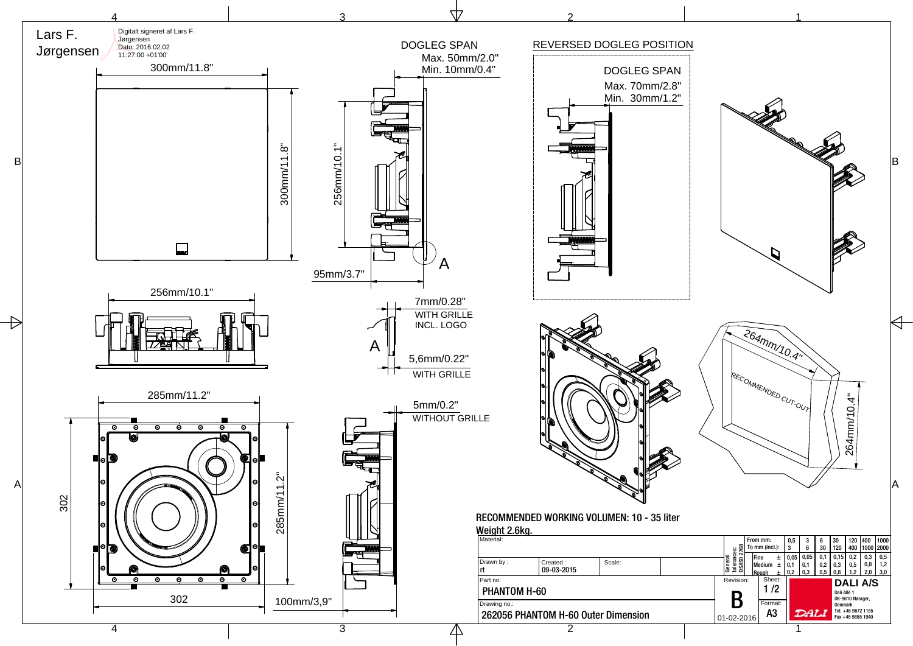Lars F. Jørgensen

Digitalt signeret af Lars F. Jørgensen
Dato: 2016.02.02 11:27:00 +01'00'

300mm/11.8"

300mm/11.8"

256mm/10.1"

95mm/3.7"

DOGLEG SPAN
Max. 50mm/2.0"
Min. 10mm/0.4"

A

REVERSED DOGLEG POSITION

DOGLEG SPAN
Max. 70mm/2.8"
Min. 30mm/1.2"

256mm/10.1"

7mm/0.28"
WITH GRILLE
INCL. LOGO

A

5,6mm/0.22"
WITH GRILLE

5mm/0.2"
WITHOUT GRILLE

285mm/11.2"

285mm/11.2"

302

302

100mm/3,9"

264mm/10.4"

RECOMMENDED CUT-OUT

264mm/10.4"

**RECOMMENDED WORKING VOLUMEN: 10 - 35 liter**

**Weight 2.6kg.**

| Material: | | | |
|---|---|---|---|
| Drawn by : rt | Created : 09-03-2015 | Scale: | |
| Part no: PHANTOM H-60 | | | |
| Drawing no.: 262056 PHANTOM H-60 Outer Dimension | | | |

| General tolerances: DS/ISO 2768 | From mm: To mm (incl.): | 0,5 3 | 3 6 | 6 30 | 30 120 | 120 400 | 400 1000 | 1000 2000 |
|---|---|---|---|---|---|---|---|---|
| | Fine ± | 0,05 | 0,05 | 0,1 | 0,15 | 0,2 | 0,3 | 0,5 |
| | Medium ± | 0,1 | 0,1 | 0,2 | 0,3 | 0,5 | 0,8 | 1,2 |
| | Rough ± | 0,2 | 0,3 | 0,5 | 0,8 | 1,2 | 2,0 | 3,0 |

Revision: B
01-02-2016

Sheet: 1 /2

Format: A3

**DALI A/S**
Dali Allé 1
DK-9610 Nørager,
Denmark
Tel. +45 9672 1155
Fax +45 9855 1940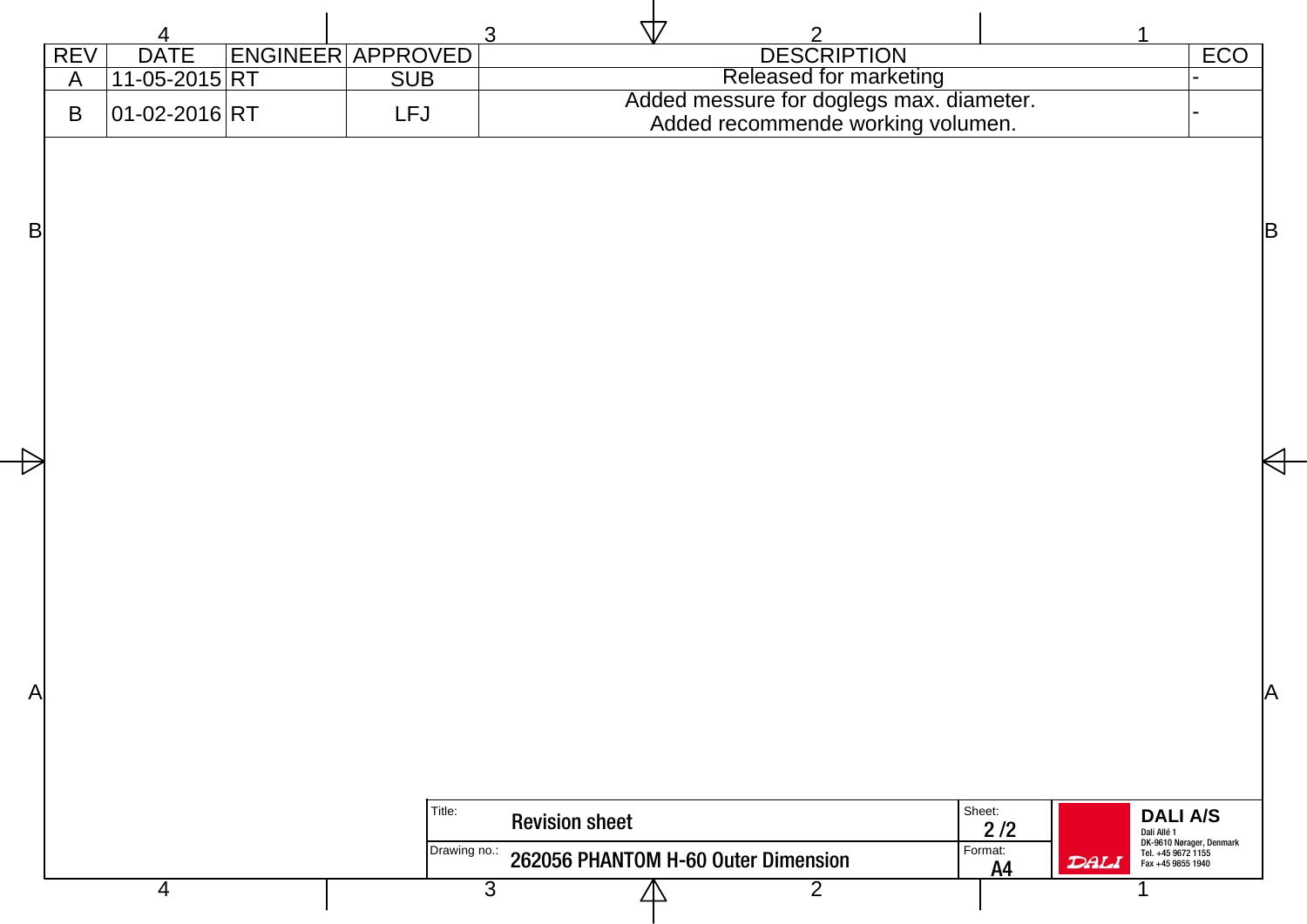| REV | DATE | ENGINEER | APPROVED | DESCRIPTION | ECO |
| --- | --- | --- | --- | --- | --- |
| A | 11-05-2015 | RT | SUB | Released for marketing | - |
| B | 01-02-2016 | RT | LFJ | Added messure for doglegs max. diameter. Added recommende working volumen. | - |

| | | | |
| --- | --- | --- | --- |
| Title: | Revision sheet | Sheet: | 2 /2 |
| Drawing no.: | 262056 PHANTOM H-60 Outer Dimension | Format: | A4 |

**DALI A/S**
Dali Allé 1
DK-9610 Nørager, Denmark
Tel. +45 9672 1155
Fax +45 9855 1940